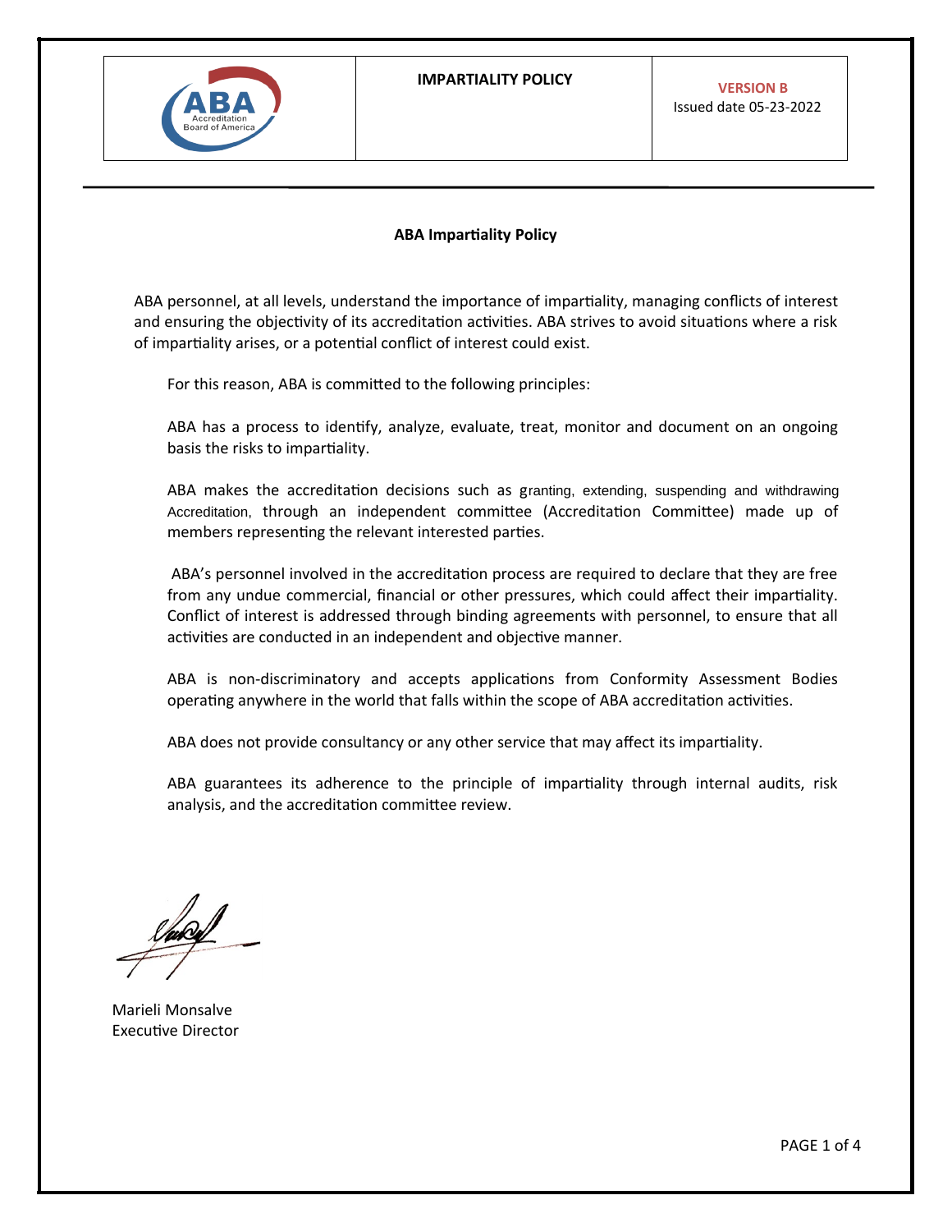| ABA Accreditation Board of America | **IMPARTIALITY POLICY** | **VERSION B** Issued date 05-23-2022 |
| --- | --- | --- |

**ABA Impartiality Policy**

ABA personnel, at all levels, understand the importance of impartiality, managing conflicts of interest and ensuring the objectivity of its accreditation activities. ABA strives to avoid situations where a risk of impartiality arises, or a potential conflict of interest could exist.

For this reason, ABA is committed to the following principles:

ABA has a process to identify, analyze, evaluate, treat, monitor and document on an ongoing basis the risks to impartiality.

ABA makes the accreditation decisions such as granting, extending, suspending and withdrawing Accreditation, through an independent committee (Accreditation Committee) made up of members representing the relevant interested parties.

ABA's personnel involved in the accreditation process are required to declare that they are free from any undue commercial, financial or other pressures, which could affect their impartiality. Conflict of interest is addressed through binding agreements with personnel, to ensure that all activities are conducted in an independent and objective manner.

ABA is non-discriminatory and accepts applications from Conformity Assessment Bodies operating anywhere in the world that falls within the scope of ABA accreditation activities.

ABA does not provide consultancy or any other service that may affect its impartiality.

ABA guarantees its adherence to the principle of impartiality through internal audits, risk analysis, and the accreditation committee review.

Marieli Monsalve
Executive Director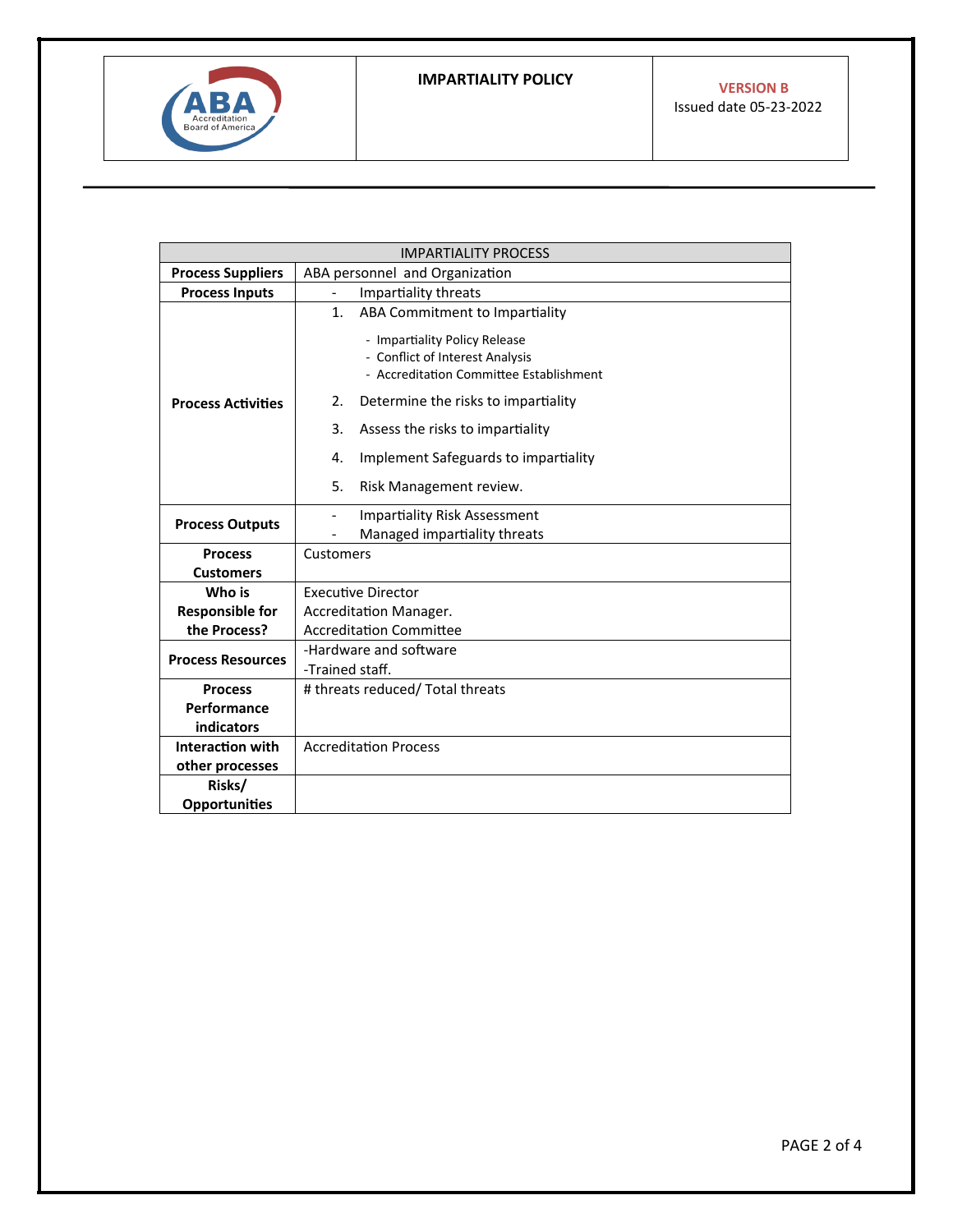| IMPARTIALITY PROCESS | |
|---|---|
| **Process Suppliers** | ABA personnel and Organization |
| **Process Inputs** | - Impartiality threats |
| **Process Activities** | 1. ABA Commitment to Impartiality<br>- Impartiality Policy Release<br>- Conflict of Interest Analysis<br>- Accreditation Committee Establishment<br>2. Determine the risks to impartiality<br>3. Assess the risks to impartiality<br>4. Implement Safeguards to impartiality<br>5. Risk Management review. |
| **Process Outputs** | - Impartiality Risk Assessment<br>- Managed impartiality threats |
| **Process Customers** | Customers |
| **Who is Responsible for the Process?** | Executive Director<br>Accreditation Manager.<br>Accreditation Committee |
| **Process Resources** | -Hardware and software<br>-Trained staff. |
| **Process Performance indicators** | # threats reduced/ Total threats |
| **Interaction with other processes** | Accreditation Process |
| **Risks/ Opportunities** | |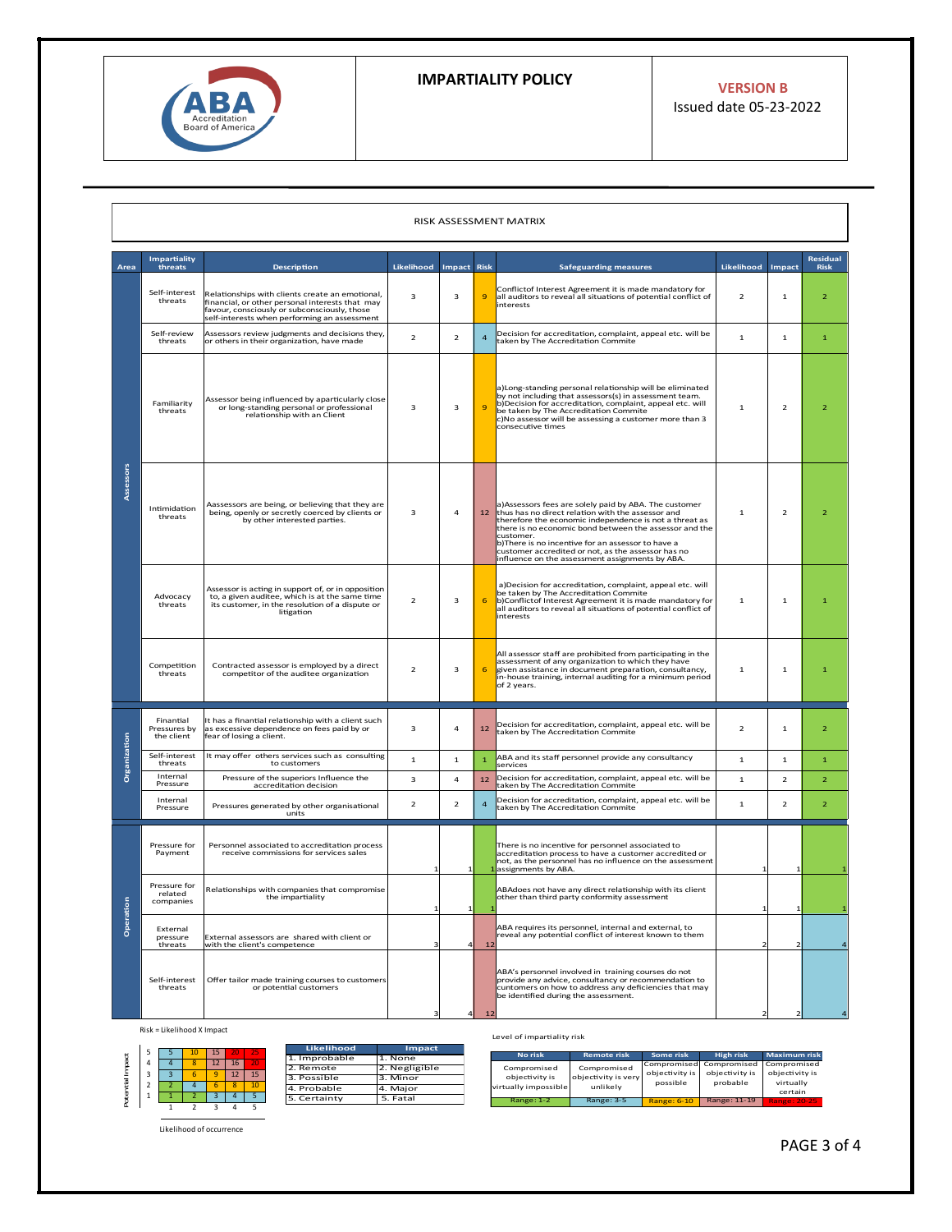# IMPARTIALITY POLICY

**VERSION B**
Issued date 05-23-2022

## RISK ASSESSMENT MATRIX

| Area | Impartiality threats | Description | Likelihood | Impact | Risk | Safeguarding measures | Likelihood | Impact | Residual Risk |
|---|---|---|---|---|---|---|---|---|---|
| Assessors | Self-interest threats | Relationships with clients create an emotional, financial, or other personal interests that may favour, consciously or subconsciously, those self-interests when performing an assessment | 3 | 3 | 9 | Conflictof Interest Agreement it is made mandatory for all auditors to reveal all situations of potential conflict of interests | 2 | 1 | 2 |
| Assessors | Self-review threats | Assessors review judgments and decisions they, or others in their organization, have made | 2 | 2 | 4 | Decision for accreditation, complaint, appeal etc. will be taken by The Accreditation Commite | 1 | 1 | 1 |
| Assessors | Familiarity threats | Assessor being influenced by aparticularly close or long-standing personal or professional relationship with an Client | 3 | 3 | 9 | a)Long-standing personal relationship will be eliminated by not including that assessors(s) in assessment team. b)Decision for accreditation, complaint, appeal etc. will be taken by The Accreditation Commite c)No assessor will be assessing a customer more than 3 consecutive times | 1 | 2 | 2 |
| Assessors | Intimidation threats | Aassessors are being, or believing that they are being, openly or secretly coerced by clients or by other interested parties. | 3 | 4 | 12 | a)Assessors fees are solely paid by ABA. The customer thus has no direct relation with the assessor and therefore the economic independence is not a threat as there is no economic bond between the assessor and the customer. b)There is no incentive for an assessor to have a customer accredited or not, as the assessor has no influence on the assessment assignments by ABA. | 1 | 2 | 2 |
| Assessors | Advocacy threats | Assessor is acting in support of, or in opposition to, a given auditee, which is at the same time its customer, in the resolution of a dispute or litigation | 2 | 3 | 6 | a)Decision for accreditation, complaint, appeal etc. will be taken by The Accreditation Commite b)Conflictof Interest Agreement it is made mandatory for all auditors to reveal all situations of potential conflict of interests | 1 | 1 | 1 |
| Assessors | Competition threats | Contracted assessor is employed by a direct competitor of the auditee organization | 2 | 3 | 6 | All assessor staff are prohibited from participating in the assessment of any organization to which they have given assistance in document preparation, consultancy, in-house training, internal auditing for a minimum period of 2 years. | 1 | 1 | 1 |
| Organization | Finantial Pressures by the client | It has a finantial relationship with a client such as excessive dependence on fees paid by or fear of losing a client. | 3 | 4 | 12 | Decision for accreditation, complaint, appeal etc. will be taken by The Accreditation Commite | 2 | 1 | 2 |
| Organization | Self-interest threats | It may offer others services such as consulting to customers | 1 | 1 | 1 | ABA and its staff personnel provide any consultancy services | 1 | 1 | 1 |
| Organization | Internal Pressure | Pressure of the superiors Influence the accreditation decision | 3 | 4 | 12 | Decision for accreditation, complaint, appeal etc. will be taken by The Accreditation Commite | 1 | 2 | 2 |
| Organization | Internal Pressure | Pressures generated by other organisational units | 2 | 2 | 4 | Decision for accreditation, complaint, appeal etc. will be taken by The Accreditation Commite | 1 | 2 | 2 |
| Operation | Pressure for Payment | Personnel associated to accreditation process receive commissions for services sales | 1 | 1 | 1 | There is no incentive for personnel associated to accreditation process to have a customer accredited or not, as the personnel has no influence on the assessment assignments by ABA. | 1 | 1 | 1 |
| Operation | Pressure for related companies | Relationships with companies that compromise the impartiality | 1 | 1 | 1 | ABAdoes not have any direct relationship with its client other than third party conformity assessment | 1 | 1 | 1 |
| Operation | External pressure threats | External assessors are shared with client or with the client's competence | 3 | 4 | 12 | ABA requires its personnel, internal and external, to reveal any potential conflict of interest known to them | 2 | 2 | 4 |
| Operation | Self-interest threats | Offer tailor made training courses to customers or potential customers | 3 | 4 | 12 | ABA's personnel involved in training courses do not provide any advice, consultancy or recommendation to cuntomers on how to address any deficiencies that may be identified during the assessment. | 2 | 2 | 4 |

Risk = Likelihood X Impact

| Potential Impact | | | | | |
|---|---|---|---|---|---|
| 5 | 5 | 10 | 15 | 20 | 25 |
| 4 | 4 | 8 | 12 | 16 | 20 |
| 3 | 3 | 6 | 9 | 12 | 15 |
| 2 | 2 | 4 | 6 | 8 | 10 |
| 1 | 1 | 2 | 3 | 4 | 5 |
| | 1 | 2 | 3 | 4 | 5 |

Likelihood of occurrence

| Likelihood | Impact |
|---|---|
| 1. Improbable | 1. None |
| 2. Remote | 2. Negligible |
| 3. Possible | 3. Minor |
| 4. Probable | 4. Major |
| 5. Certainty | 5. Fatal |

Level of impartiality risk

| No risk | Remote risk | Some risk | High risk | Maximum risk |
|---|---|---|---|---|
| Compromised objectivity is virtually impossible | Compromised objectivity is very unlikely | Compromised objectivity is possible | Compromised objectivity is probable | Compromised objectivity is virtually certain |
| Range: 1-2 | Range: 3-5 | Range: 6-10 | Range: 11-19 | Range: 20-25 |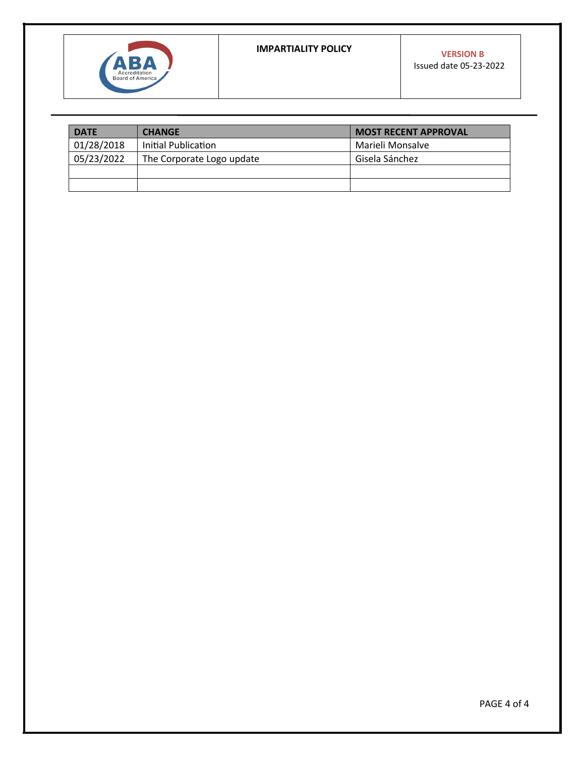| DATE | CHANGE | MOST RECENT APPROVAL |
| --- | --- | --- |
| 01/28/2018 | Initial Publication | Marieli Monsalve |
| 05/23/2022 | The Corporate Logo update | Gisela Sánchez |
| | | |
| | | |